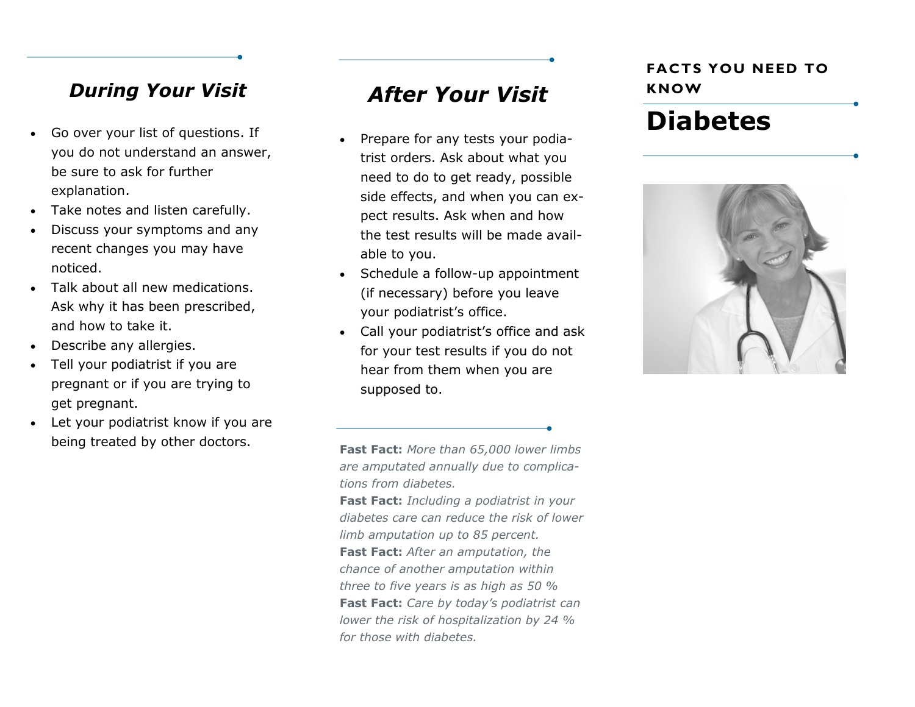## During Your Visit

- Go over your list of questions. If you do not understand an answer, be sure to ask for further explanation.
- Take notes and listen carefully.
- Discuss your symptoms and any recent changes you may have noticed.
- Talk about all new medications. Ask why it has been prescribed, and how to take it.
- Describe any allergies.
- Tell your podiatrist if you are pregnant or if you are trying to get pregnant.
- Let your podiatrist know if you are being treated by other doctors.

## After Your Visit

- Prepare for any tests your podiatrist orders. Ask about what you need to do to get ready, possible side effects, and when you can expect results. Ask when and how the test results will be made available to you.
- Schedule a follow-up appointment (if necessary) before you leave your podiatrist's office.
- Call your podiatrist's office and ask for your test results if you do not hear from them when you are supposed to.

**Fast Fact:** *More than 65,000 lower limbs are amputated annually due to complications from diabetes.*
**Fast Fact:** *Including a podiatrist in your diabetes care can reduce the risk of lower limb amputation up to 85 percent.*
**Fast Fact:** *After an amputation, the chance of another amputation within three to five years is as high as 50 %*
**Fast Fact:** *Care by today's podiatrist can lower the risk of hospitalization by 24 % for those with diabetes.*

### FACTS YOU NEED TO KNOW

# Diabetes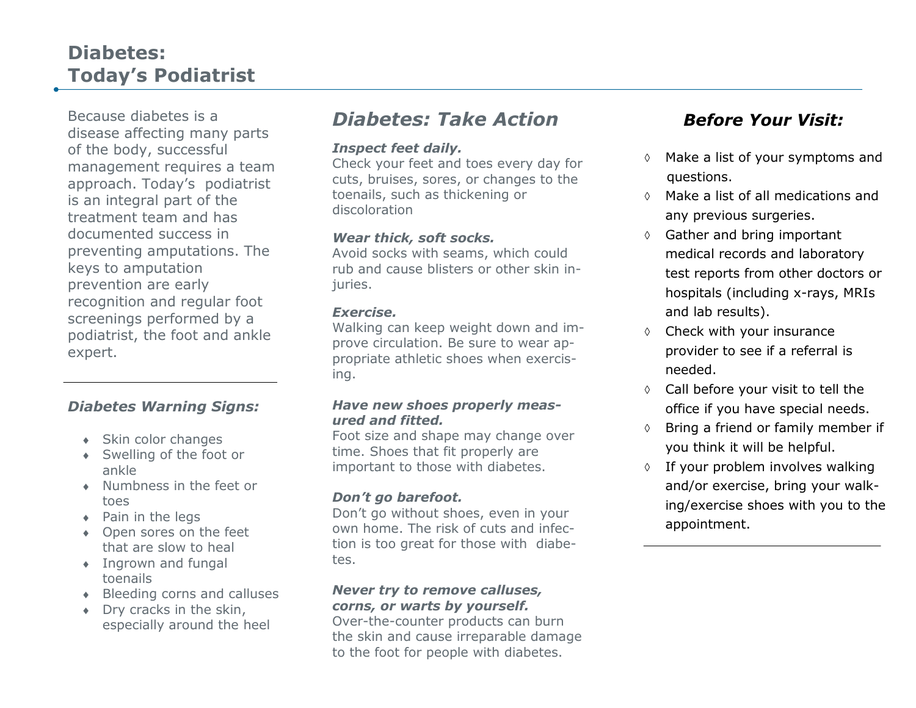# Diabetes: Today's Podiatrist

Because diabetes is a disease affecting many parts of the body, successful management requires a team approach. Today's podiatrist is an integral part of the treatment team and has documented success in preventing amputations. The keys to amputation prevention are early recognition and regular foot screenings performed by a podiatrist, the foot and ankle expert.

### *Diabetes Warning Signs:*

- Skin color changes
- Swelling of the foot or ankle
- Numbness in the feet or toes
- Pain in the legs
- Open sores on the feet that are slow to heal
- Ingrown and fungal toenails
- Bleeding corns and calluses
- Dry cracks in the skin, especially around the heel

## *Diabetes: Take Action*

***Inspect feet daily.***
Check your feet and toes every day for cuts, bruises, sores, or changes to the toenails, such as thickening or discoloration

***Wear thick, soft socks.***
Avoid socks with seams, which could rub and cause blisters or other skin injuries.

***Exercise.***
Walking can keep weight down and improve circulation. Be sure to wear appropriate athletic shoes when exercising.

***Have new shoes properly measured and fitted.***
Foot size and shape may change over time. Shoes that fit properly are important to those with diabetes.

***Don't go barefoot.***
Don't go without shoes, even in your own home. The risk of cuts and infection is too great for those with diabetes.

***Never try to remove calluses, corns, or warts by yourself.***
Over-the-counter products can burn the skin and cause irreparable damage to the foot for people with diabetes.

## *Before Your Visit:*

- Make a list of your symptoms and questions.
- Make a list of all medications and any previous surgeries.
- Gather and bring important medical records and laboratory test reports from other doctors or hospitals (including x-rays, MRIs and lab results).
- Check with your insurance provider to see if a referral is needed.
- Call before your visit to tell the office if you have special needs.
- Bring a friend or family member if you think it will be helpful.
- If your problem involves walking and/or exercise, bring your walking/exercise shoes with you to the appointment.